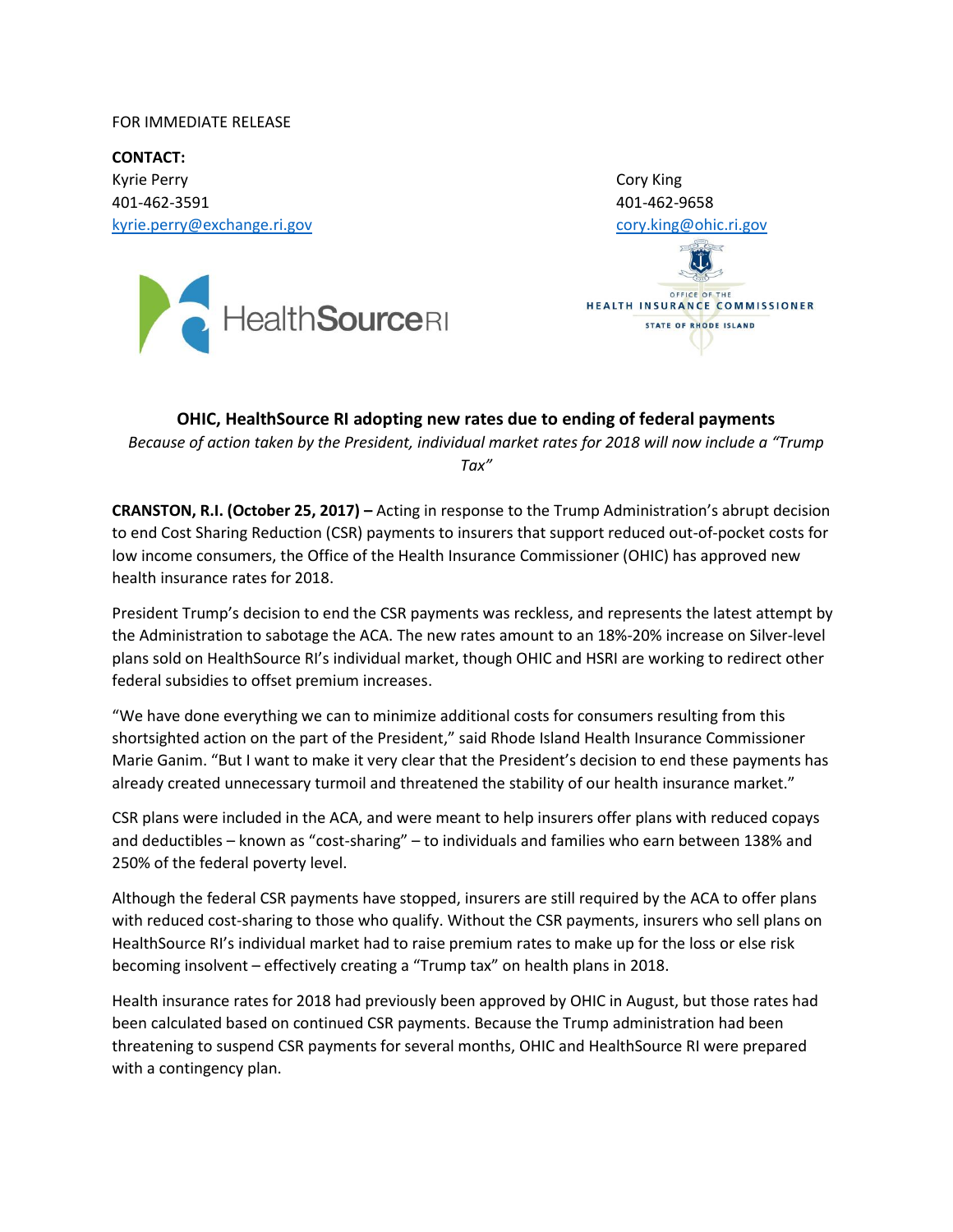FOR IMMEDIATE RELEASE

**CONTACT:**

Kyrie Perry
401-462-3591
kyrie.perry@exchange.ri.gov

Cory King
401-462-9658
cory.king@ohic.ri.gov

## OHIC, HealthSource RI adopting new rates due to ending of federal payments

*Because of action taken by the President, individual market rates for 2018 will now include a "Trump Tax"*

**CRANSTON, R.I. (October 25, 2017) –** Acting in response to the Trump Administration's abrupt decision to end Cost Sharing Reduction (CSR) payments to insurers that support reduced out-of-pocket costs for low income consumers, the Office of the Health Insurance Commissioner (OHIC) has approved new health insurance rates for 2018.

President Trump's decision to end the CSR payments was reckless, and represents the latest attempt by the Administration to sabotage the ACA. The new rates amount to an 18%-20% increase on Silver-level plans sold on HealthSource RI's individual market, though OHIC and HSRI are working to redirect other federal subsidies to offset premium increases.

"We have done everything we can to minimize additional costs for consumers resulting from this shortsighted action on the part of the President," said Rhode Island Health Insurance Commissioner Marie Ganim. "But I want to make it very clear that the President's decision to end these payments has already created unnecessary turmoil and threatened the stability of our health insurance market."

CSR plans were included in the ACA, and were meant to help insurers offer plans with reduced copays and deductibles – known as "cost-sharing" – to individuals and families who earn between 138% and 250% of the federal poverty level.

Although the federal CSR payments have stopped, insurers are still required by the ACA to offer plans with reduced cost-sharing to those who qualify. Without the CSR payments, insurers who sell plans on HealthSource RI's individual market had to raise premium rates to make up for the loss or else risk becoming insolvent – effectively creating a "Trump tax" on health plans in 2018.

Health insurance rates for 2018 had previously been approved by OHIC in August, but those rates had been calculated based on continued CSR payments. Because the Trump administration had been threatening to suspend CSR payments for several months, OHIC and HealthSource RI were prepared with a contingency plan.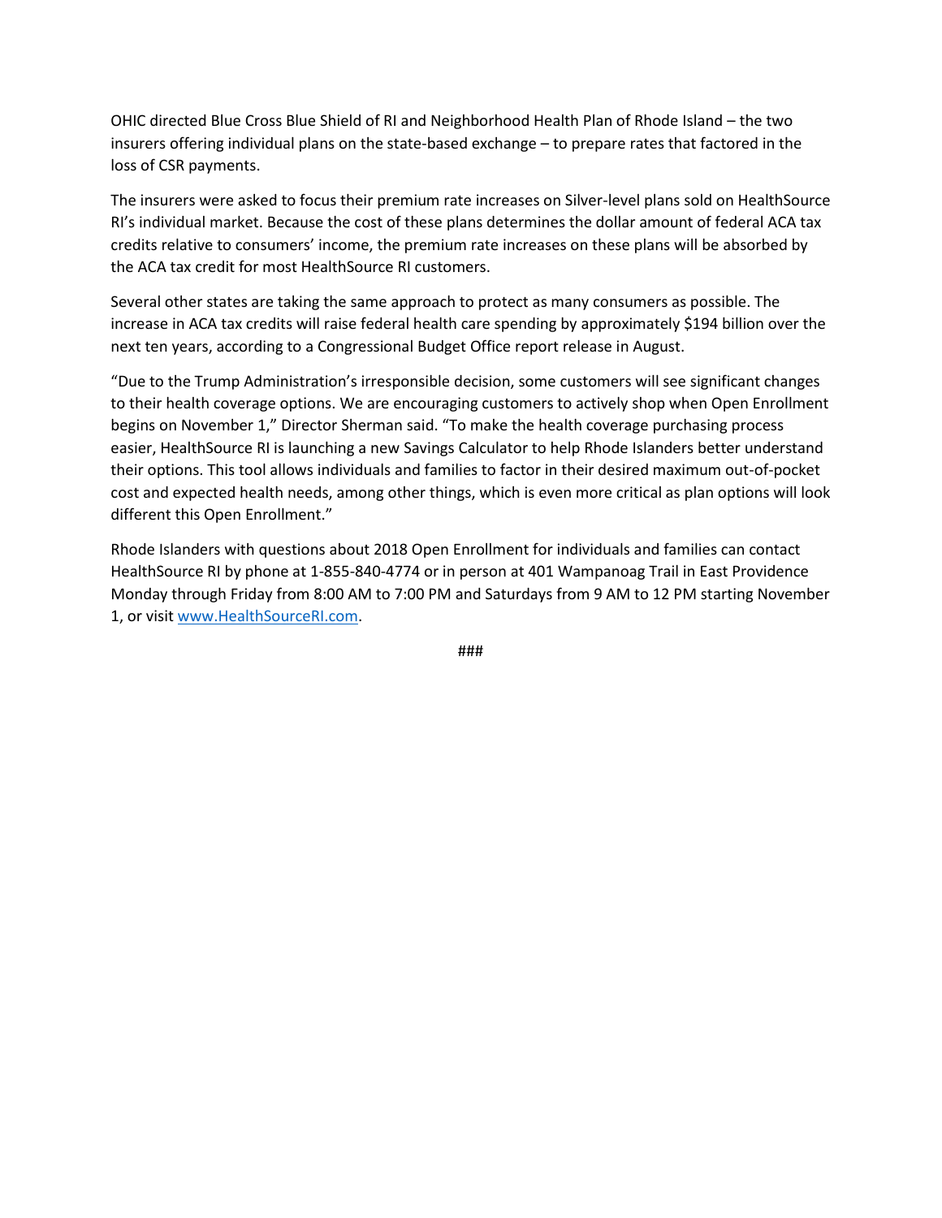OHIC directed Blue Cross Blue Shield of RI and Neighborhood Health Plan of Rhode Island – the two insurers offering individual plans on the state-based exchange – to prepare rates that factored in the loss of CSR payments.

The insurers were asked to focus their premium rate increases on Silver-level plans sold on HealthSource RI's individual market. Because the cost of these plans determines the dollar amount of federal ACA tax credits relative to consumers' income, the premium rate increases on these plans will be absorbed by the ACA tax credit for most HealthSource RI customers.

Several other states are taking the same approach to protect as many consumers as possible. The increase in ACA tax credits will raise federal health care spending by approximately $194 billion over the next ten years, according to a Congressional Budget Office report release in August.

"Due to the Trump Administration's irresponsible decision, some customers will see significant changes to their health coverage options. We are encouraging customers to actively shop when Open Enrollment begins on November 1," Director Sherman said. "To make the health coverage purchasing process easier, HealthSource RI is launching a new Savings Calculator to help Rhode Islanders better understand their options. This tool allows individuals and families to factor in their desired maximum out-of-pocket cost and expected health needs, among other things, which is even more critical as plan options will look different this Open Enrollment."

Rhode Islanders with questions about 2018 Open Enrollment for individuals and families can contact HealthSource RI by phone at 1-855-840-4774 or in person at 401 Wampanoag Trail in East Providence Monday through Friday from 8:00 AM to 7:00 PM and Saturdays from 9 AM to 12 PM starting November 1, or visit [www.HealthSourceRI.com](http://www.HealthSourceRI.com).

###